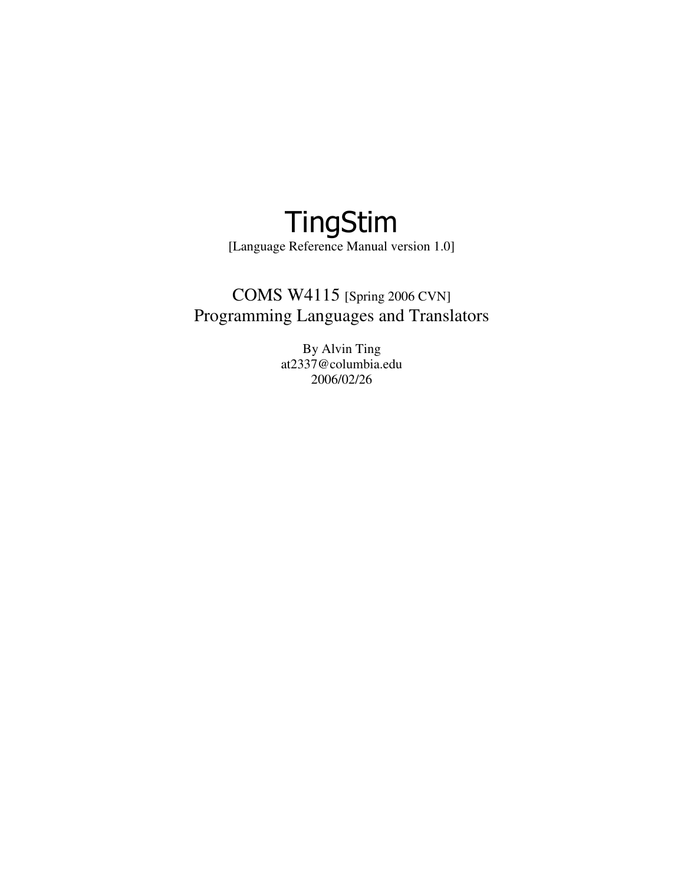# TingStim

[Language Reference Manual version 1.0]

COMS W4115 [Spring 2006 CVN]
Programming Languages and Translators

By Alvin Ting
at2337@columbia.edu
2006/02/26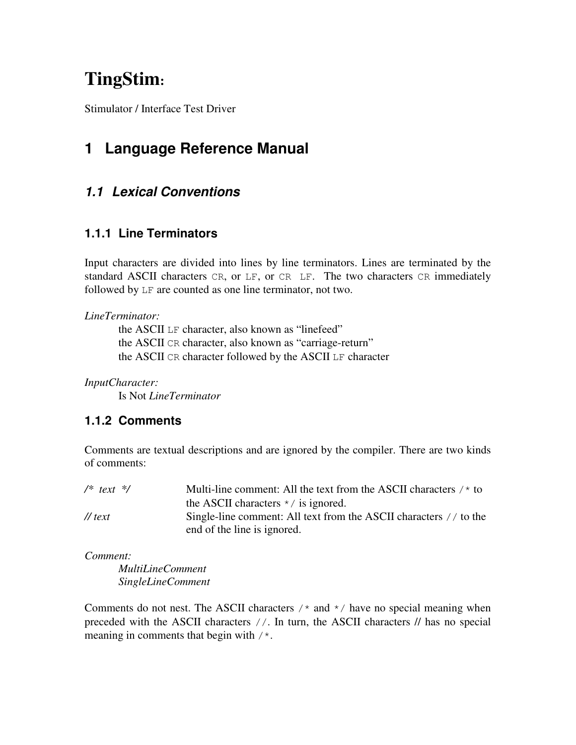# TingStim:

Stimulator / Interface Test Driver

# 1 Language Reference Manual

## 1.1 Lexical Conventions

### 1.1.1 Line Terminators

Input characters are divided into lines by line terminators. Lines are terminated by the standard ASCII characters `CR`, or `LF`, or `CR LF`. The two characters `CR` immediately followed by `LF` are counted as one line terminator, not two.

*LineTerminator:*
  the ASCII `LF` character, also known as "linefeed"
  the ASCII `CR` character, also known as "carriage-return"
  the ASCII `CR` character followed by the ASCII `LF` character

*InputCharacter:*
  Is Not *LineTerminator*

### 1.1.2 Comments

Comments are textual descriptions and are ignored by the compiler. There are two kinds of comments:

| | |
|---|---|
| */\* text \*/* | Multi-line comment: All the text from the ASCII characters `/*` to the ASCII characters `*/` is ignored. |
| *// text* | Single-line comment: All text from the ASCII characters `//` to the end of the line is ignored. |

*Comment:*
  *MultiLineComment*
  *SingleLineComment*

Comments do not nest. The ASCII characters `/*` and `*/` have no special meaning when preceded with the ASCII characters `//`. In turn, the ASCII characters // has no special meaning in comments that begin with `/*`.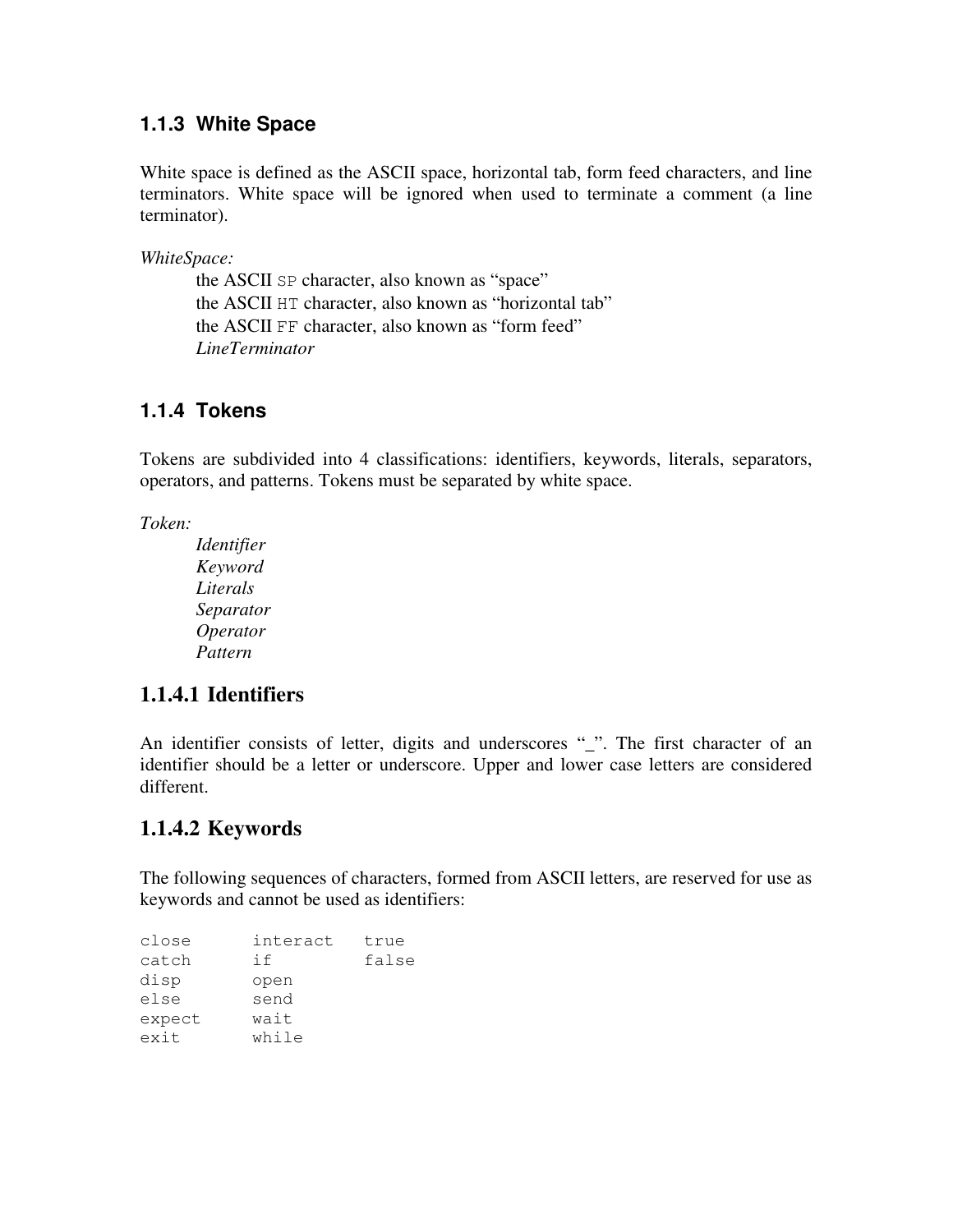### 1.1.3 White Space

White space is defined as the ASCII space, horizontal tab, form feed characters, and line terminators. White space will be ignored when used to terminate a comment (a line terminator).

*WhiteSpace:*

  the ASCII `SP` character, also known as "space"
  the ASCII `HT` character, also known as "horizontal tab"
  the ASCII `FF` character, also known as "form feed"
  *LineTerminator*

### 1.1.4 Tokens

Tokens are subdivided into 4 classifications: identifiers, keywords, literals, separators, operators, and patterns. Tokens must be separated by white space.

*Token:*

  *Identifier*
  *Keyword*
  *Literals*
  *Separator*
  *Operator*
  *Pattern*

#### 1.1.4.1 Identifiers

An identifier consists of letter, digits and underscores "_". The first character of an identifier should be a letter or underscore. Upper and lower case letters are considered different.

#### 1.1.4.2 Keywords

The following sequences of characters, formed from ASCII letters, are reserved for use as keywords and cannot be used as identifiers:

```
close      interact   true
catch      if         false
disp       open
else       send
expect     wait
exit       while
```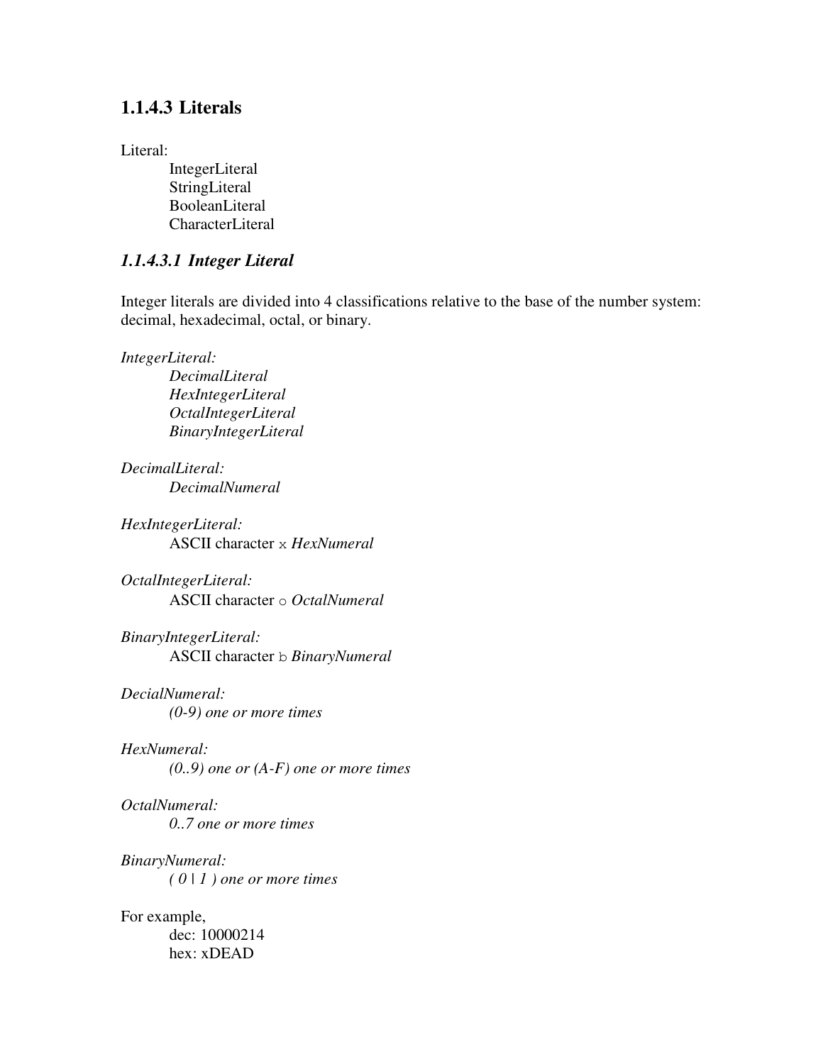### 1.1.4.3 Literals

Literal:

IntegerLiteral
StringLiteral
BooleanLiteral
CharacterLiteral

#### *1.1.4.3.1 Integer Literal*

Integer literals are divided into 4 classifications relative to the base of the number system: decimal, hexadecimal, octal, or binary.

*IntegerLiteral:*

*DecimalLiteral*
*HexIntegerLiteral*
*OctalIntegerLiteral*
*BinaryIntegerLiteral*

*DecimalLiteral:*

*DecimalNumeral*

*HexIntegerLiteral:*

ASCII character `x` *HexNumeral*

*OctalIntegerLiteral:*

ASCII character `o` *OctalNumeral*

*BinaryIntegerLiteral:*

ASCII character `b` *BinaryNumeral*

*DecialNumeral:*

*(0-9) one or more times*

*HexNumeral:*

*(0..9) one or (A-F) one or more times*

*OctalNumeral:*

*0..7 one or more times*

*BinaryNumeral:*

*( 0 | 1 ) one or more times*

For example,

dec: 10000214
hex: xDEAD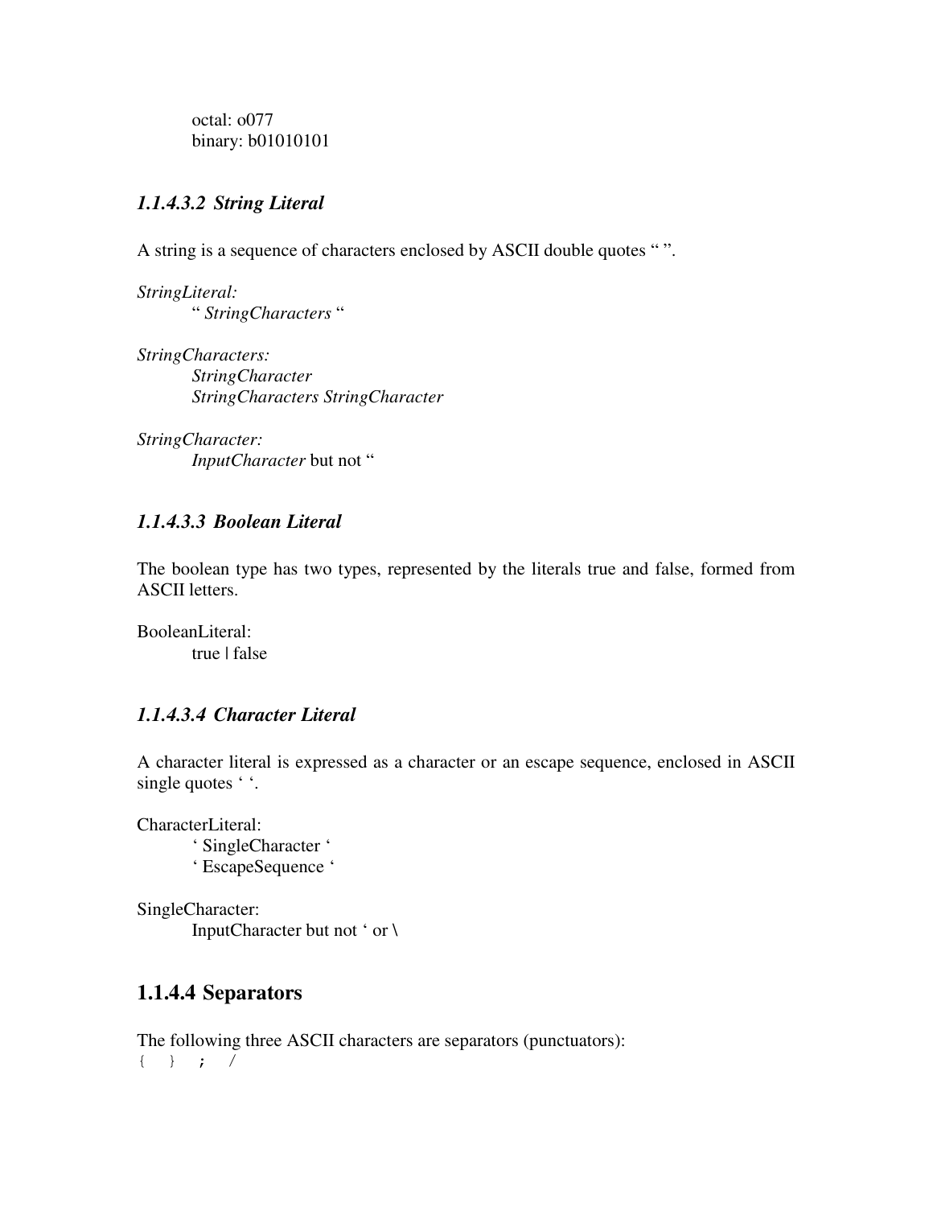octal: o077
binary: b01010101

#### *1.1.4.3.2 String Literal*

A string is a sequence of characters enclosed by ASCII double quotes " ".

*StringLiteral:*
  " *StringCharacters* "

*StringCharacters:*
  *StringCharacter*
  *StringCharacters StringCharacter*

*StringCharacter:*
  *InputCharacter* but not "

#### *1.1.4.3.3 Boolean Literal*

The boolean type has two types, represented by the literals true and false, formed from ASCII letters.

BooleanLiteral:
  true | false

#### *1.1.4.3.4 Character Literal*

A character literal is expressed as a character or an escape sequence, enclosed in ASCII single quotes ' '.

CharacterLiteral:
  ' SingleCharacter '
  ' EscapeSequence '

SingleCharacter:
  InputCharacter but not ' or \

### 1.1.4.4 Separators

The following three ASCII characters are separators (punctuators):

```
{ } ; /
```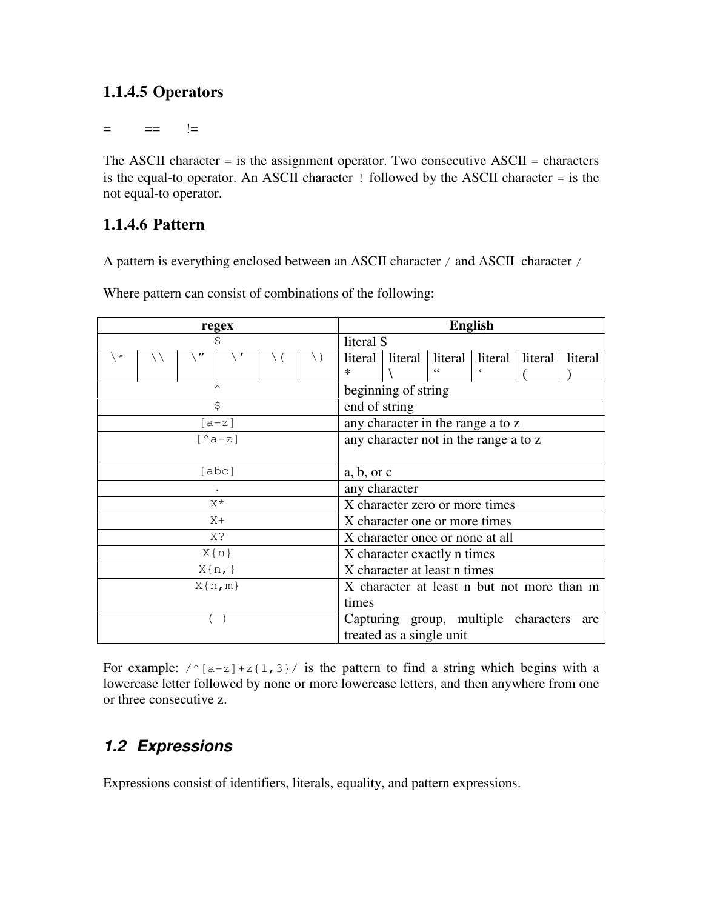### 1.1.4.5 Operators

= == !=

The ASCII character = is the assignment operator. Two consecutive ASCII = characters is the equal-to operator. An ASCII character ! followed by the ASCII character = is the not equal-to operator.

### 1.1.4.6 Pattern

A pattern is everything enclosed between an ASCII character / and ASCII character /

Where pattern can consist of combinations of the following:

| regex | | | | | | English | | | | | |
|---|---|---|---|---|---|---|---|---|---|---|---|
| S | | | | | | literal S | | | | | |
| \* | \\ | \″ | \′ | \( | \) | literal * | literal \ | literal " | literal ' | literal ( | literal ) |
| ^ | | | | | | beginning of string | | | | | |
| $ | | | | | | end of string | | | | | |
| [a-z] | | | | | | any character in the range a to z | | | | | |
| [^a-z] | | | | | | any character not in the range a to z | | | | | |
| [abc] | | | | | | a, b, or c | | | | | |
| . | | | | | | any character | | | | | |
| X* | | | | | | X character zero or more times | | | | | |
| X+ | | | | | | X character one or more times | | | | | |
| X? | | | | | | X character once or none at all | | | | | |
| X{n} | | | | | | X character exactly n times | | | | | |
| X{n,} | | | | | | X character at least n times | | | | | |
| X{n,m} | | | | | | X character at least n but not more than m times | | | | | |
| ( ) | | | | | | Capturing group, multiple characters are treated as a single unit | | | | | |

For example: `/^[a-z]+z{1,3}/` is the pattern to find a string which begins with a lowercase letter followed by none or more lowercase letters, and then anywhere from one or three consecutive z.

## *1.2 Expressions*

Expressions consist of identifiers, literals, equality, and pattern expressions.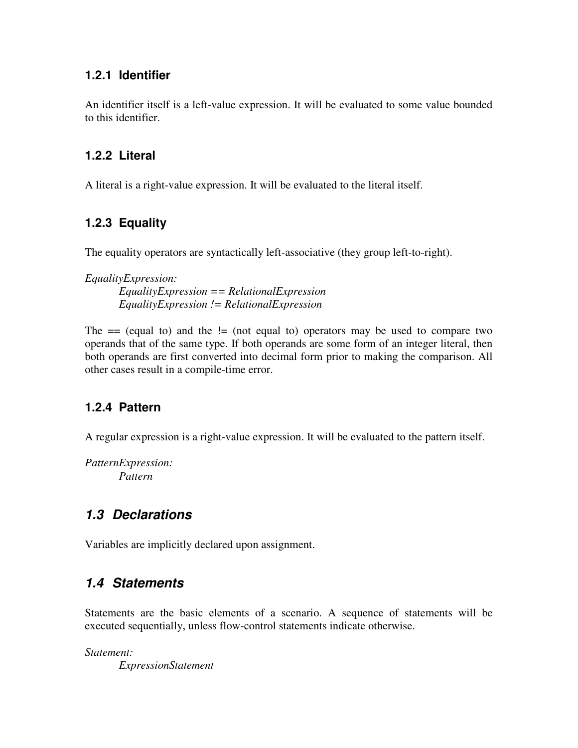### 1.2.1 Identifier

An identifier itself is a left-value expression. It will be evaluated to some value bounded to this identifier.

### 1.2.2 Literal

A literal is a right-value expression. It will be evaluated to the literal itself.

### 1.2.3 Equality

The equality operators are syntactically left-associative (they group left-to-right).

*EqualityExpression:*
    *EqualityExpression == RelationalExpression*
    *EqualityExpression != RelationalExpression*

The == (equal to) and the != (not equal to) operators may be used to compare two operands that of the same type. If both operands are some form of an integer literal, then both operands are first converted into decimal form prior to making the comparison. All other cases result in a compile-time error.

### 1.2.4 Pattern

A regular expression is a right-value expression. It will be evaluated to the pattern itself.

*PatternExpression:*
    *Pattern*

## 1.3 Declarations

Variables are implicitly declared upon assignment.

## 1.4 Statements

Statements are the basic elements of a scenario. A sequence of statements will be executed sequentially, unless flow-control statements indicate otherwise.

*Statement:*
    *ExpressionStatement*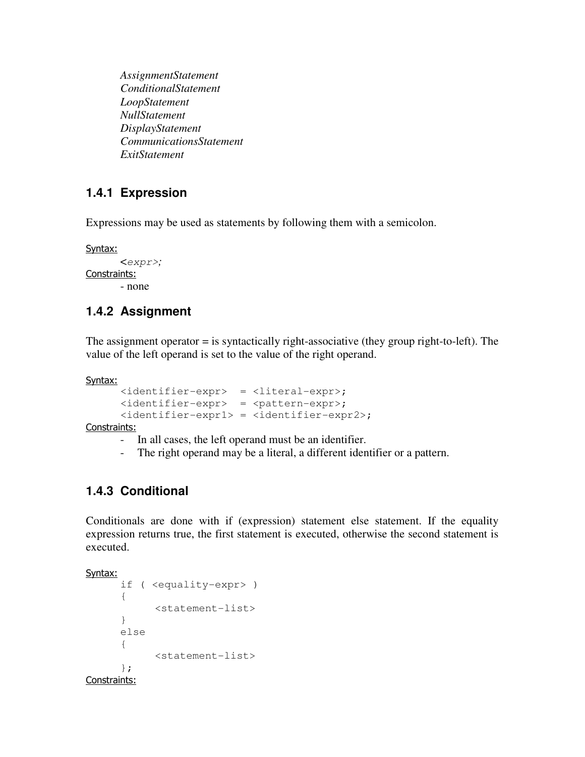*AssignmentStatement*
*ConditionalStatement*
*LoopStatement*
*NullStatement*
*DisplayStatement*
*CommunicationsStatement*
*ExitStatement*

### 1.4.1 Expression

Expressions may be used as statements by following them with a semicolon.

Syntax:

```
<expr>;
```

Constraints:

- none

### 1.4.2 Assignment

The assignment operator = is syntactically right-associative (they group right-to-left). The value of the left operand is set to the value of the right operand.

Syntax:

```
<identifier-expr>  = <literal-expr>;
<identifier-expr>  = <pattern-expr>;
<identifier-expr1> = <identifier-expr2>;
```

Constraints:

- In all cases, the left operand must be an identifier.
- The right operand may be a literal, a different identifier or a pattern.

### 1.4.3 Conditional

Conditionals are done with if (expression) statement else statement. If the equality expression returns true, the first statement is executed, otherwise the second statement is executed.

Syntax:

```
if ( <equality-expr> )
{
      <statement-list>
}
else
{
      <statement-list>
};
```

Constraints: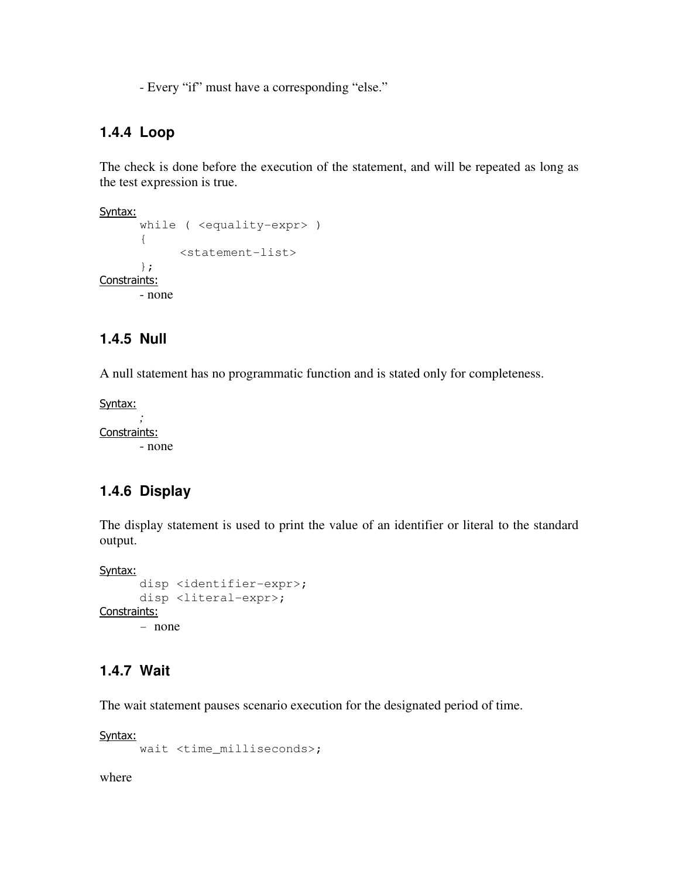- Every "if" must have a corresponding "else."

### 1.4.4 Loop

The check is done before the execution of the statement, and will be repeated as long as the test expression is true.

Syntax:

```
while ( <equality-expr> )
{
     <statement-list>
};
```

Constraints:

- none

### 1.4.5 Null

A null statement has no programmatic function and is stated only for completeness.

Syntax:

```
;
```

Constraints:

- none

### 1.4.6 Display

The display statement is used to print the value of an identifier or literal to the standard output.

Syntax:

```
disp <identifier-expr>;
disp <literal-expr>;
```

Constraints:

– none

### 1.4.7 Wait

The wait statement pauses scenario execution for the designated period of time.

Syntax:

```
wait <time_milliseconds>;
```

where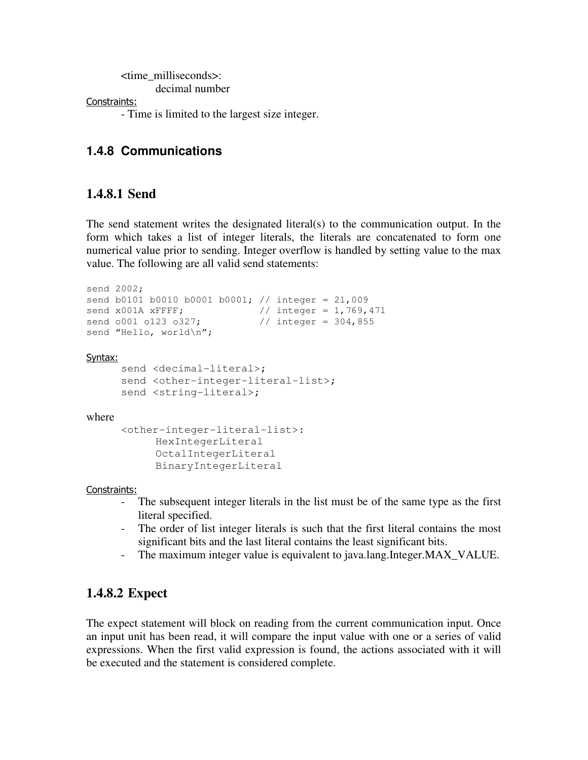<time_milliseconds>:
    decimal number

Constraints:

- Time is limited to the largest size integer.

### 1.4.8 Communications

### 1.4.8.1 Send

The send statement writes the designated literal(s) to the communication output. In the form which takes a list of integer literals, the literals are concatenated to form one numerical value prior to sending. Integer overflow is handled by setting value to the max value. The following are all valid send statements:

```
send 2002;
send b0101 b0010 b0001 b0001; // integer = 21,009
send x001A xFFFF;             // integer = 1,769,471
send o001 o123 o327;          // integer = 304,855
send "Hello, world\n";
```

Syntax:

```
send <decimal-literal>;
send <other-integer-literal-list>;
send <string-literal>;
```

where

```
<other-integer-literal-list>:
    HexIntegerLiteral
    OctalIntegerLiteral
    BinaryIntegerLiteral
```

Constraints:

- The subsequent integer literals in the list must be of the same type as the first literal specified.
- The order of list integer literals is such that the first literal contains the most significant bits and the last literal contains the least significant bits.
- The maximum integer value is equivalent to java.lang.Integer.MAX_VALUE.

### 1.4.8.2 Expect

The expect statement will block on reading from the current communication input. Once an input unit has been read, it will compare the input value with one or a series of valid expressions. When the first valid expression is found, the actions associated with it will be executed and the statement is considered complete.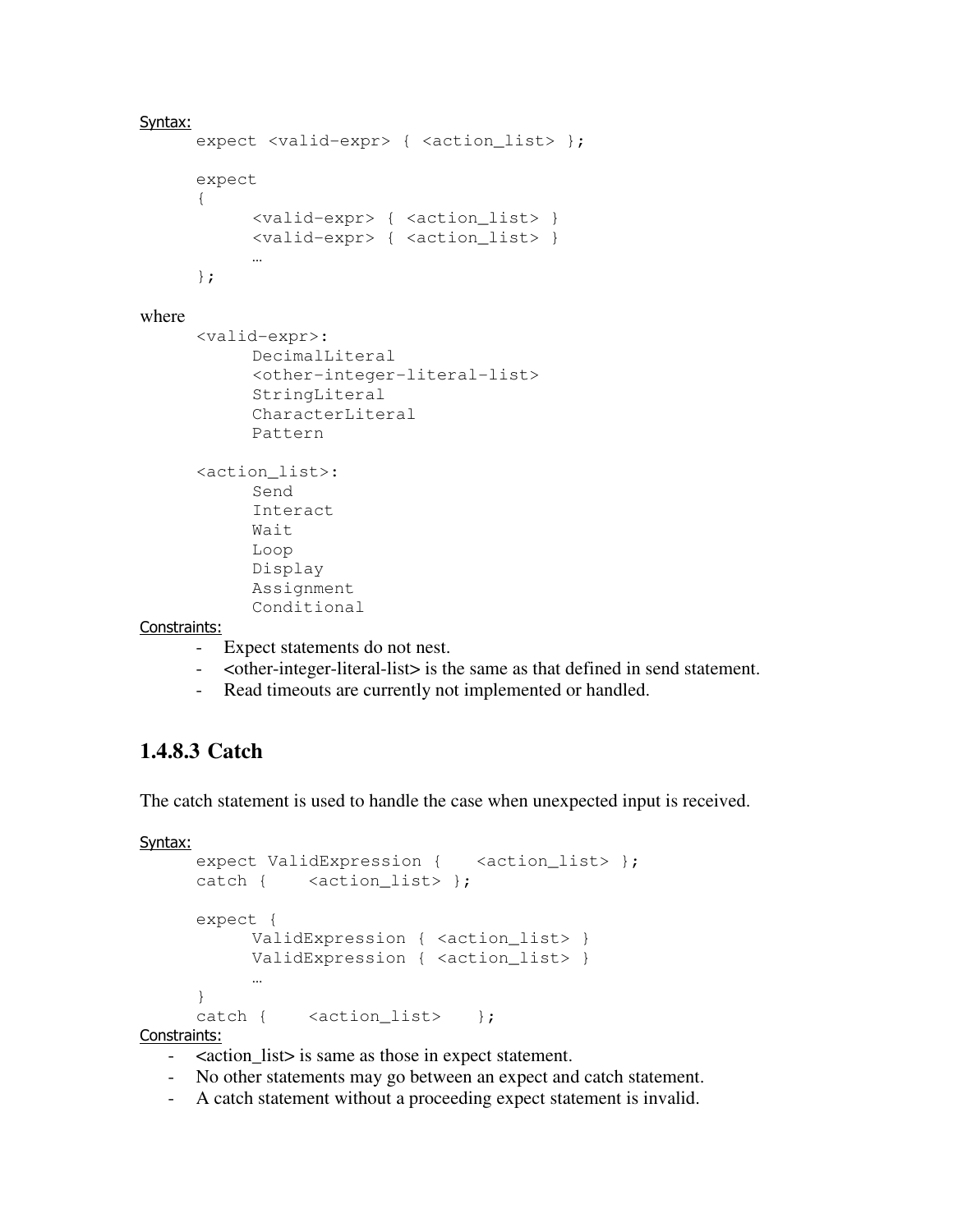Syntax:

```
expect <valid-expr> { <action_list> };

expect
{
     <valid-expr> { <action_list> }
     <valid-expr> { <action_list> }
     …
};
```

where

```
<valid-expr>:
     DecimalLiteral
     <other-integer-literal-list>
     StringLiteral
     CharacterLiteral
     Pattern

<action_list>:
     Send
     Interact
     Wait
     Loop
     Display
     Assignment
     Conditional
```

Constraints:

- Expect statements do not nest.
- <other-integer-literal-list> is the same as that defined in send statement.
- Read timeouts are currently not implemented or handled.

### 1.4.8.3 Catch

The catch statement is used to handle the case when unexpected input is received.

Syntax:

```
expect ValidExpression {    <action_list> };
catch {    <action_list> };

expect {
     ValidExpression { <action_list> }
     ValidExpression { <action_list> }
     …
}
catch {    <action_list>    };
```

Constraints:

- <action_list> is same as those in expect statement.
- No other statements may go between an expect and catch statement.
- A catch statement without a proceeding expect statement is invalid.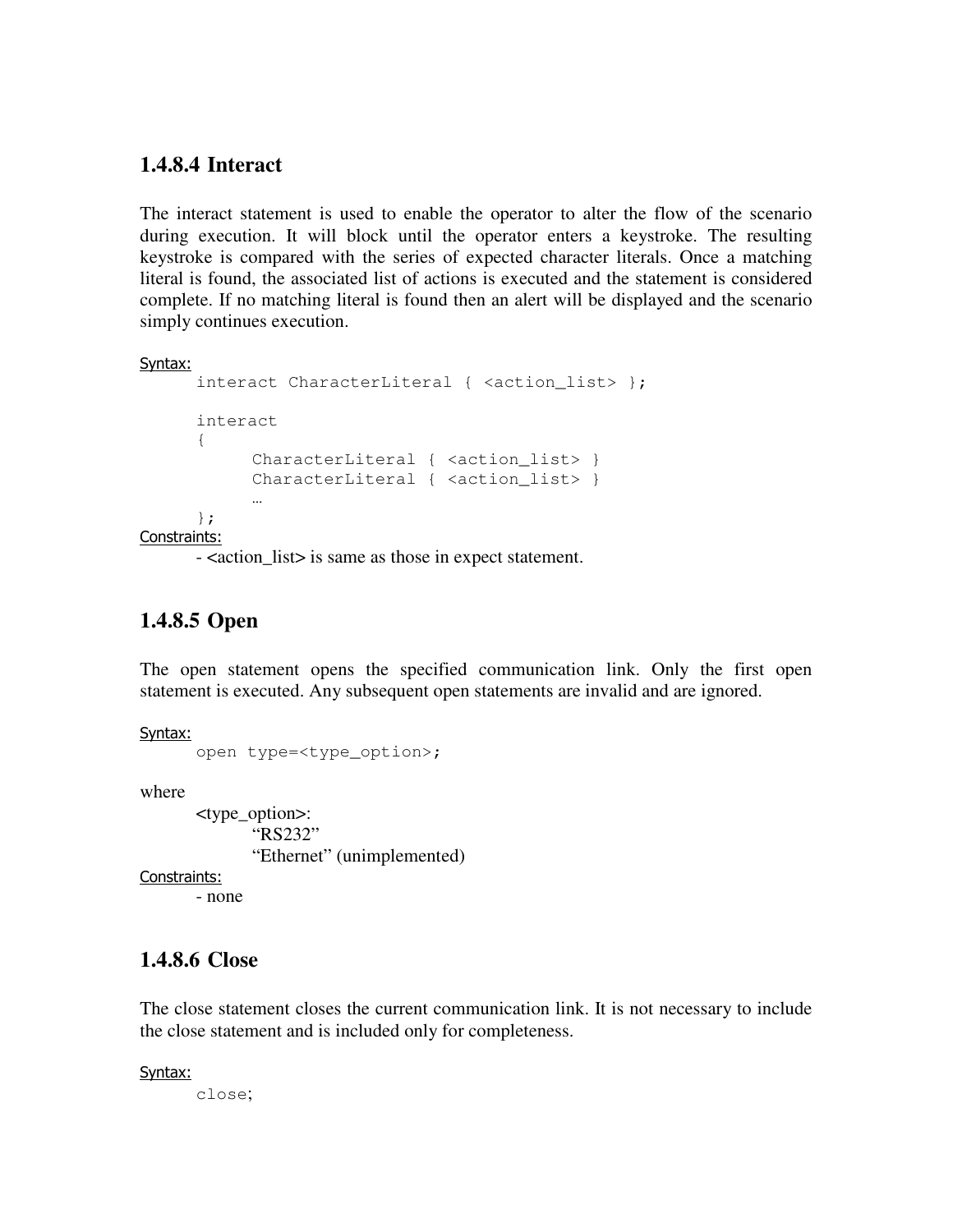### 1.4.8.4 Interact

The interact statement is used to enable the operator to alter the flow of the scenario during execution. It will block until the operator enters a keystroke. The resulting keystroke is compared with the series of expected character literals. Once a matching literal is found, the associated list of actions is executed and the statement is considered complete. If no matching literal is found then an alert will be displayed and the scenario simply continues execution.

Syntax:

```
interact CharacterLiteral { <action_list> };

interact
{
      CharacterLiteral { <action_list> }
      CharacterLiteral { <action_list> }
      …
};
```

Constraints:

- <action_list> is same as those in expect statement.

### 1.4.8.5 Open

The open statement opens the specified communication link. Only the first open statement is executed. Any subsequent open statements are invalid and are ignored.

Syntax:

```
open type=<type_option>;
```

where

<type_option>:
“RS232”
“Ethernet” (unimplemented)

Constraints:

- none

### 1.4.8.6 Close

The close statement closes the current communication link. It is not necessary to include the close statement and is included only for completeness.

Syntax:

```
close;
```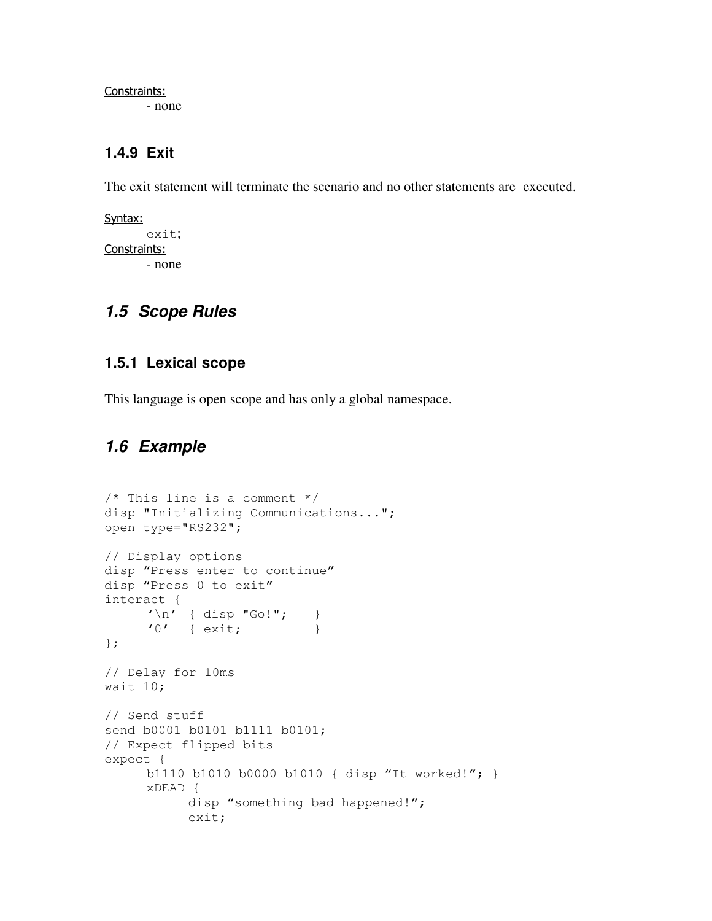Constraints:

- none

### 1.4.9 Exit

The exit statement will terminate the scenario and no other statements are executed.

Syntax:

```
exit;
```

Constraints:

- none

## *1.5 Scope Rules*

### 1.5.1 Lexical scope

This language is open scope and has only a global namespace.

## *1.6 Example*

```
/* This line is a comment */
disp "Initializing Communications...";
open type="RS232";

// Display options
disp “Press enter to continue”
disp “Press 0 to exit”
interact {
     ‘\n’  { disp "Go!";    }
     ‘0’   { exit;          }
};

// Delay for 10ms
wait 10;

// Send stuff
send b0001 b0101 b1111 b0101;
// Expect flipped bits
expect {
     b1110 b1010 b0000 b1010 { disp “It worked!”; }
     xDEAD {
          disp “something bad happened!”;
          exit;
```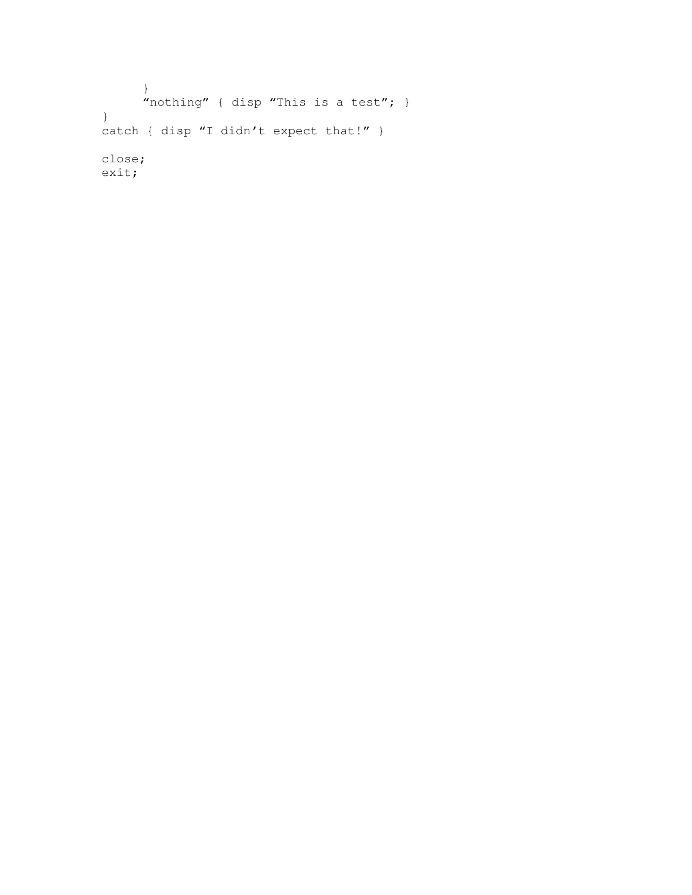```
      }
      “nothing” { disp “This is a test”; }
}
catch { disp “I didn’t expect that!” }

close;
exit;
```